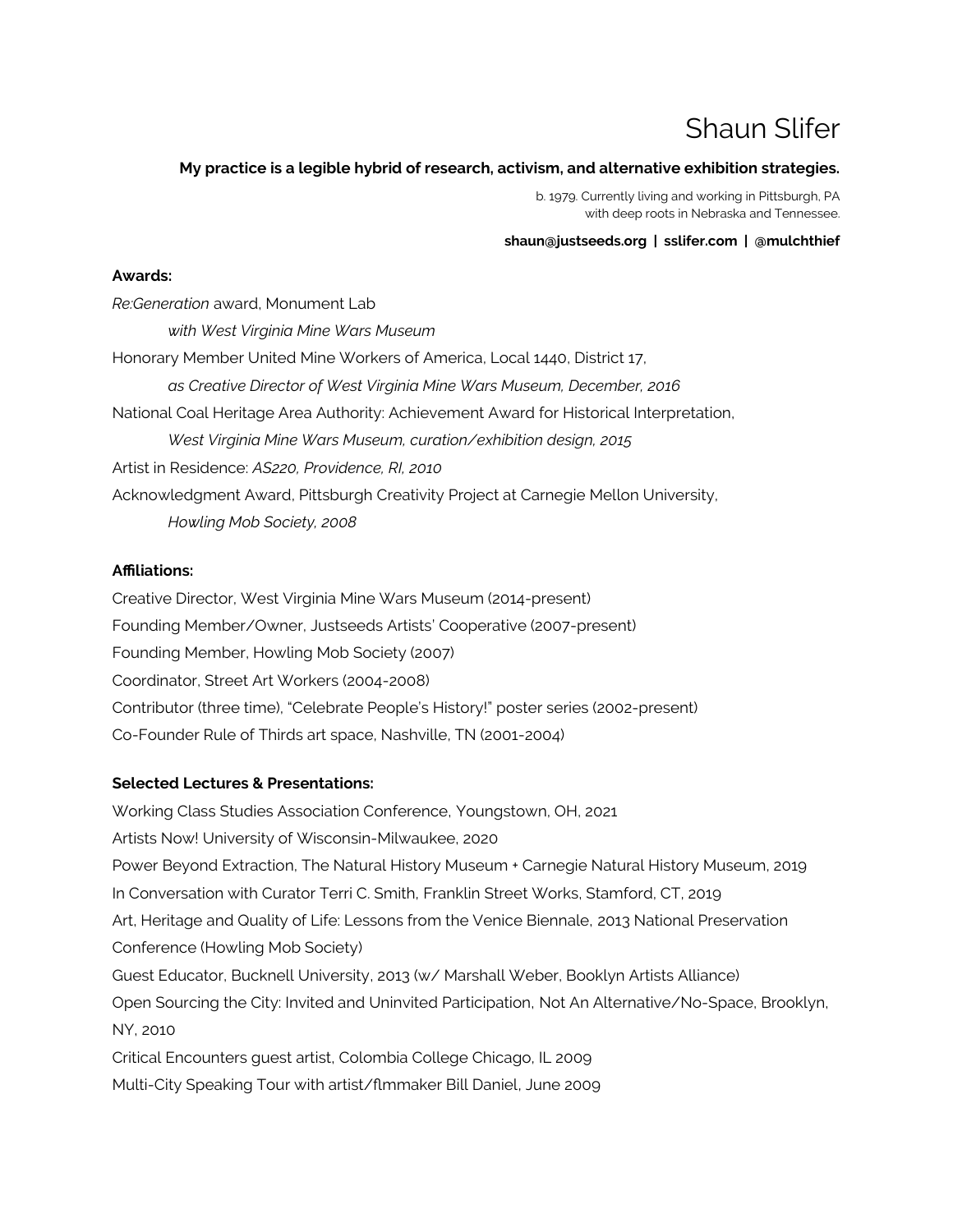# Shaun Slifer

**My practice is a legible hybrid of research, activism, and alternative exhibition strategies.**

b. 1979. Currently living and working in Pittsburgh, PA
with deep roots in Nebraska and Tennessee.

**shaun@justseeds.org | sslifer.com | @mulchthief**

**Awards:**

*Re:Generation* award, Monument Lab
*with West Virginia Mine Wars Museum*

Honorary Member United Mine Workers of America, Local 1440, District 17,
*as Creative Director of West Virginia Mine Wars Museum, December, 2016*

National Coal Heritage Area Authority: Achievement Award for Historical Interpretation,
*West Virginia Mine Wars Museum, curation/exhibition design, 2015*

Artist in Residence: *AS220, Providence, RI, 2010*

Acknowledgment Award, Pittsburgh Creativity Project at Carnegie Mellon University,
*Howling Mob Society, 2008*

**Affiliations:**

Creative Director, West Virginia Mine Wars Museum (2014-present)
Founding Member/Owner, Justseeds Artists' Cooperative (2007-present)
Founding Member, Howling Mob Society (2007)
Coordinator, Street Art Workers (2004-2008)
Contributor (three time), "Celebrate People's History!" poster series (2002-present)
Co-Founder Rule of Thirds art space, Nashville, TN (2001-2004)

**Selected Lectures & Presentations:**

Working Class Studies Association Conference, Youngstown, OH, 2021
Artists Now! University of Wisconsin-Milwaukee, 2020
Power Beyond Extraction, The Natural History Museum + Carnegie Natural History Museum, 2019
In Conversation with Curator Terri C. Smith, Franklin Street Works, Stamford, CT, 2019
Art, Heritage and Quality of Life: Lessons from the Venice Biennale, 2013 National Preservation Conference (Howling Mob Society)
Guest Educator, Bucknell University, 2013 (w/ Marshall Weber, Booklyn Artists Alliance)
Open Sourcing the City: Invited and Uninvited Participation, Not An Alternative/No-Space, Brooklyn, NY, 2010
Critical Encounters guest artist, Colombia College Chicago, IL 2009
Multi-City Speaking Tour with artist/flmmaker Bill Daniel, June 2009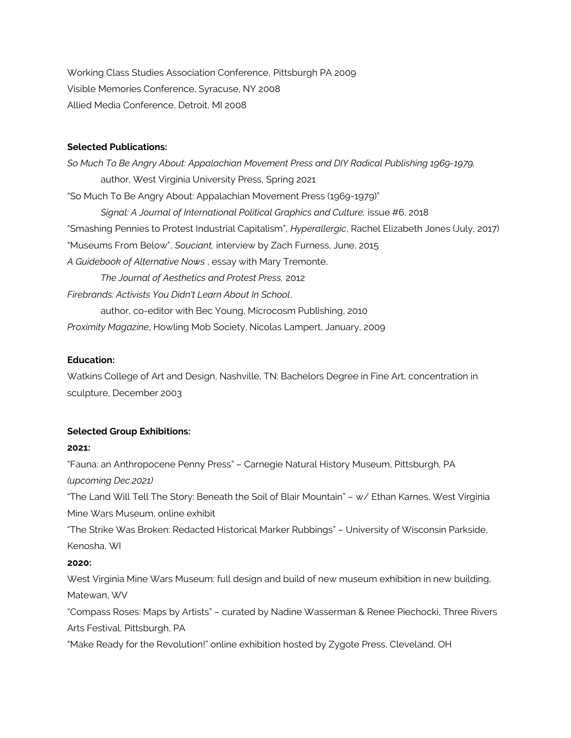Working Class Studies Association Conference, Pittsburgh PA 2009
Visible Memories Conference, Syracuse, NY 2008
Allied Media Conference, Detroit, MI 2008

**Selected Publications:**

*So Much To Be Angry About: Appalachian Movement Press and DIY Radical Publishing 1969-1979,*
author, West Virginia University Press, Spring 2021

"So Much To Be Angry About: Appalachian Movement Press (1969-1979)"
*Signal: A Journal of International Political Graphics and Culture,* issue #6, 2018

"Smashing Pennies to Protest Industrial Capitalism", *Hyperallergic*, Rachel Elizabeth Jones (July, 2017)

"Museums From Below", *Souciant,* interview by Zach Furness, June, 2015

*A Guidebook of Alternative Nows* , essay with Mary Tremonte,
*The Journal of Aesthetics and Protest Press,* 2012

*Firebrands: Activists You Didn't Learn About In School*,
author, co-editor with Bec Young, Microcosm Publishing, 2010

*Proximity Magazine*, Howling Mob Society, Nicolas Lampert, January, 2009

**Education:**

Watkins College of Art and Design, Nashville, TN: Bachelors Degree in Fine Art, concentration in sculpture, December 2003

**Selected Group Exhibitions:**

**2021:**

"Fauna: an Anthropocene Penny Press" – Carnegie Natural History Museum, Pittsburgh, PA *(upcoming Dec.2021)*

"The Land Will Tell The Story: Beneath the Soil of Blair Mountain" – w/ Ethan Karnes, West Virginia Mine Wars Museum, online exhibit

"The Strike Was Broken: Redacted Historical Marker Rubbings" – University of Wisconsin Parkside, Kenosha, WI

**2020:**

West Virginia Mine Wars Museum: full design and build of new museum exhibition in new building, Matewan, WV

"Compass Roses: Maps by Artists" – curated by Nadine Wasserman & Renee Piechocki, Three Rivers Arts Festival, Pittsburgh, PA

"Make Ready for the Revolution!" online exhibition hosted by Zygote Press, Cleveland, OH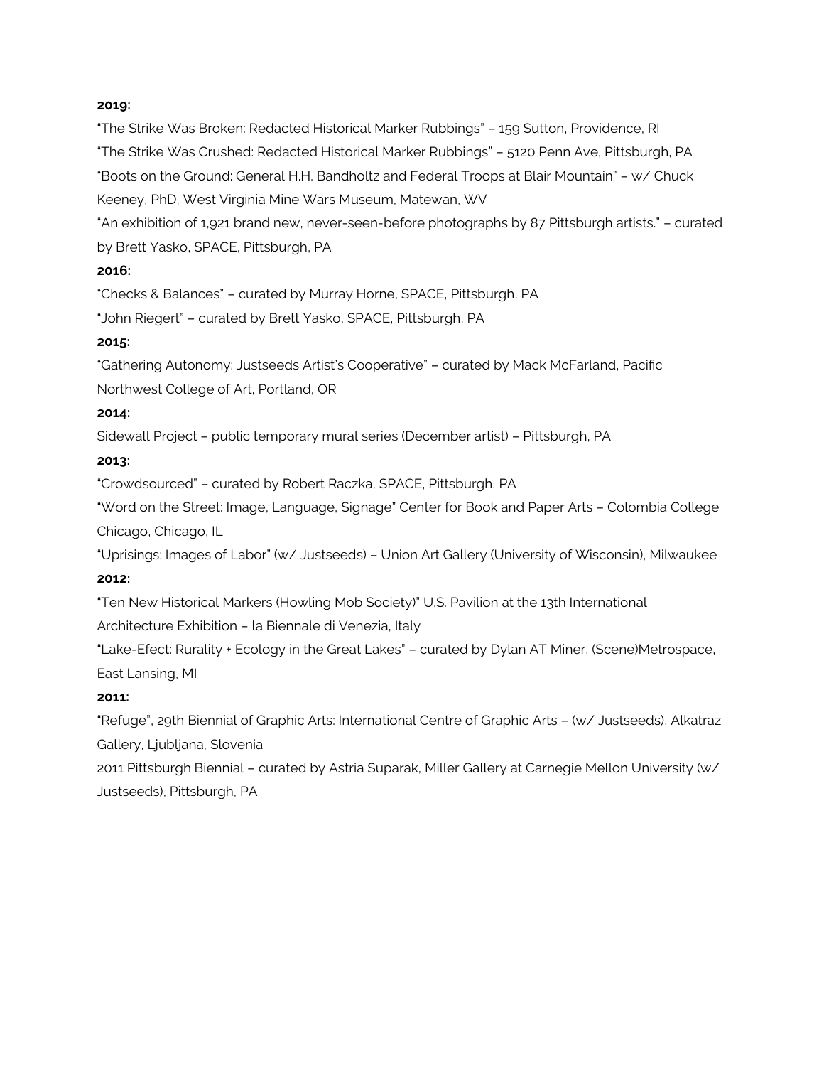**2019:**

"The Strike Was Broken: Redacted Historical Marker Rubbings" – 159 Sutton, Providence, RI

"The Strike Was Crushed: Redacted Historical Marker Rubbings" – 5120 Penn Ave, Pittsburgh, PA

"Boots on the Ground: General H.H. Bandholtz and Federal Troops at Blair Mountain" – w/ Chuck Keeney, PhD, West Virginia Mine Wars Museum, Matewan, WV

"An exhibition of 1,921 brand new, never-seen-before photographs by 87 Pittsburgh artists." – curated by Brett Yasko, SPACE, Pittsburgh, PA

**2016:**

"Checks & Balances" – curated by Murray Horne, SPACE, Pittsburgh, PA

"John Riegert" – curated by Brett Yasko, SPACE, Pittsburgh, PA

**2015:**

"Gathering Autonomy: Justseeds Artist's Cooperative" – curated by Mack McFarland, Pacific Northwest College of Art, Portland, OR

**2014:**

Sidewall Project – public temporary mural series (December artist) – Pittsburgh, PA

**2013:**

"Crowdsourced" – curated by Robert Raczka, SPACE, Pittsburgh, PA

"Word on the Street: Image, Language, Signage" Center for Book and Paper Arts – Colombia College Chicago, Chicago, IL

"Uprisings: Images of Labor" (w/ Justseeds) – Union Art Gallery (University of Wisconsin), Milwaukee

**2012:**

"Ten New Historical Markers (Howling Mob Society)" U.S. Pavilion at the 13th International Architecture Exhibition – la Biennale di Venezia, Italy

"Lake-Efect: Rurality + Ecology in the Great Lakes" – curated by Dylan AT Miner, (Scene)Metrospace, East Lansing, MI

**2011:**

"Refuge", 29th Biennial of Graphic Arts: International Centre of Graphic Arts – (w/ Justseeds), Alkatraz Gallery, Ljubljana, Slovenia

2011 Pittsburgh Biennial – curated by Astria Suparak, Miller Gallery at Carnegie Mellon University (w/ Justseeds), Pittsburgh, PA